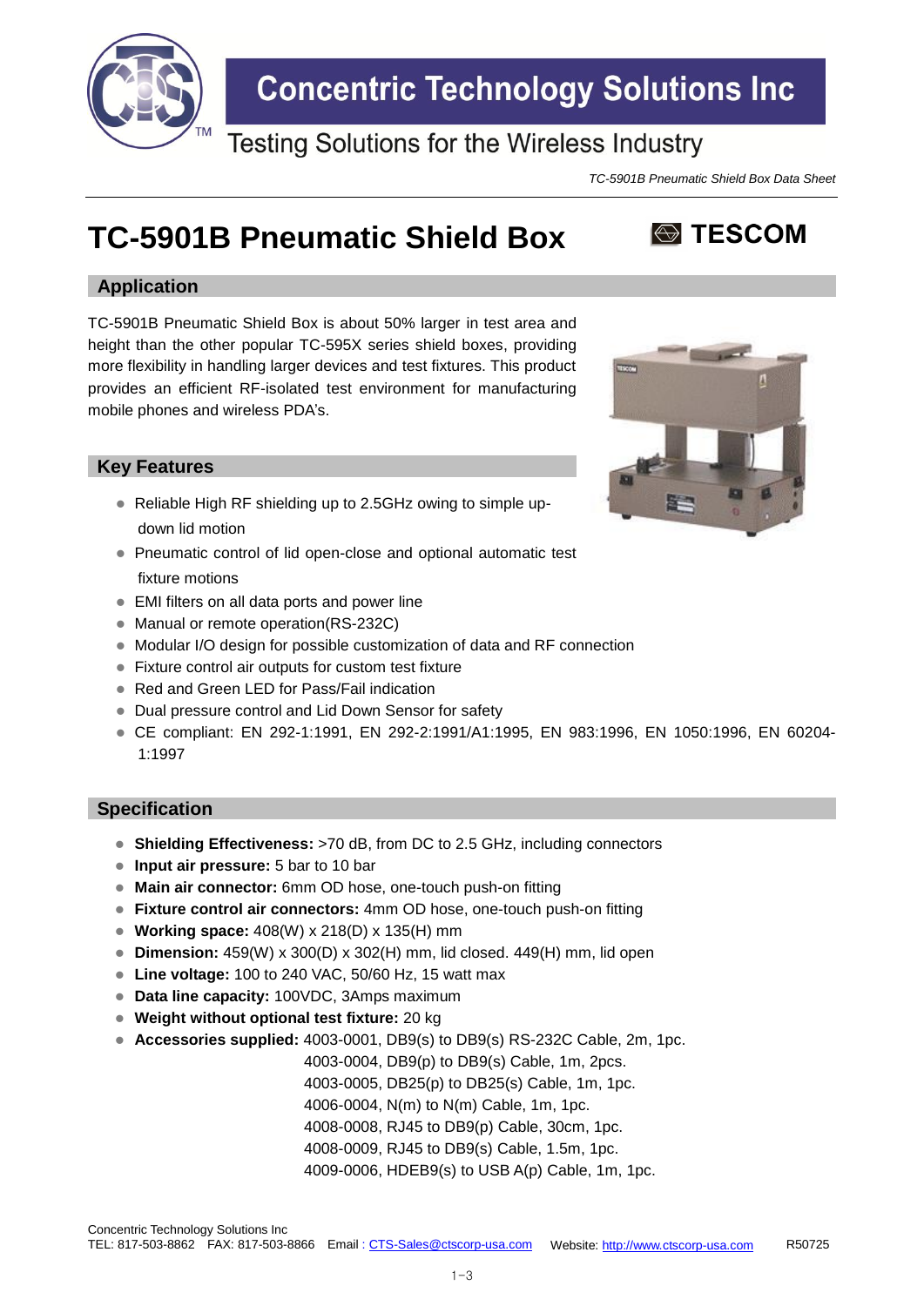# Concentric Technology Solutions Inc

Testing Solutions for the Wireless Industry

*TC-5901B Pneumatic Shield Box Data Sheet*

# TC-5901B Pneumatic Shield Box

**TESCOM**

## Application

TC-5901B Pneumatic Shield Box is about 50% larger in test area and height than the other popular TC-595X series shield boxes, providing more flexibility in handling larger devices and test fixtures. This product provides an efficient RF-isolated test environment for manufacturing mobile phones and wireless PDA's.

## Key Features

- Reliable High RF shielding up to 2.5GHz owing to simple up-down lid motion
- Pneumatic control of lid open-close and optional automatic test fixture motions
- EMI filters on all data ports and power line
- Manual or remote operation(RS-232C)
- Modular I/O design for possible customization of data and RF connection
- Fixture control air outputs for custom test fixture
- Red and Green LED for Pass/Fail indication
- Dual pressure control and Lid Down Sensor for safety
- CE compliant: EN 292-1:1991, EN 292-2:1991/A1:1995, EN 983:1996, EN 1050:1996, EN 60204-1:1997

## Specification

- **Shielding Effectiveness:** >70 dB, from DC to 2.5 GHz, including connectors
- **Input air pressure:** 5 bar to 10 bar
- **Main air connector:** 6mm OD hose, one-touch push-on fitting
- **Fixture control air connectors:** 4mm OD hose, one-touch push-on fitting
- **Working space:** 408(W) x 218(D) x 135(H) mm
- **Dimension:** 459(W) x 300(D) x 302(H) mm, lid closed. 449(H) mm, lid open
- **Line voltage:** 100 to 240 VAC, 50/60 Hz, 15 watt max
- **Data line capacity:** 100VDC, 3Amps maximum
- **Weight without optional test fixture:** 20 kg
- **Accessories supplied:** 4003-0001, DB9(s) to DB9(s) RS-232C Cable, 2m, 1pc.
  4003-0004, DB9(p) to DB9(s) Cable, 1m, 2pcs.
  4003-0005, DB25(p) to DB25(s) Cable, 1m, 1pc.
  4006-0004, N(m) to N(m) Cable, 1m, 1pc.
  4008-0008, RJ45 to DB9(p) Cable, 30cm, 1pc.
  4008-0009, RJ45 to DB9(s) Cable, 1.5m, 1pc.
  4009-0006, HDEB9(s) to USB A(p) Cable, 1m, 1pc.

Concentric Technology Solutions Inc
TEL: 817-503-8862 FAX: 817-503-8866 Email : CTS-Sales@ctscorp-usa.com Website: http://www.ctscorp-usa.com R50725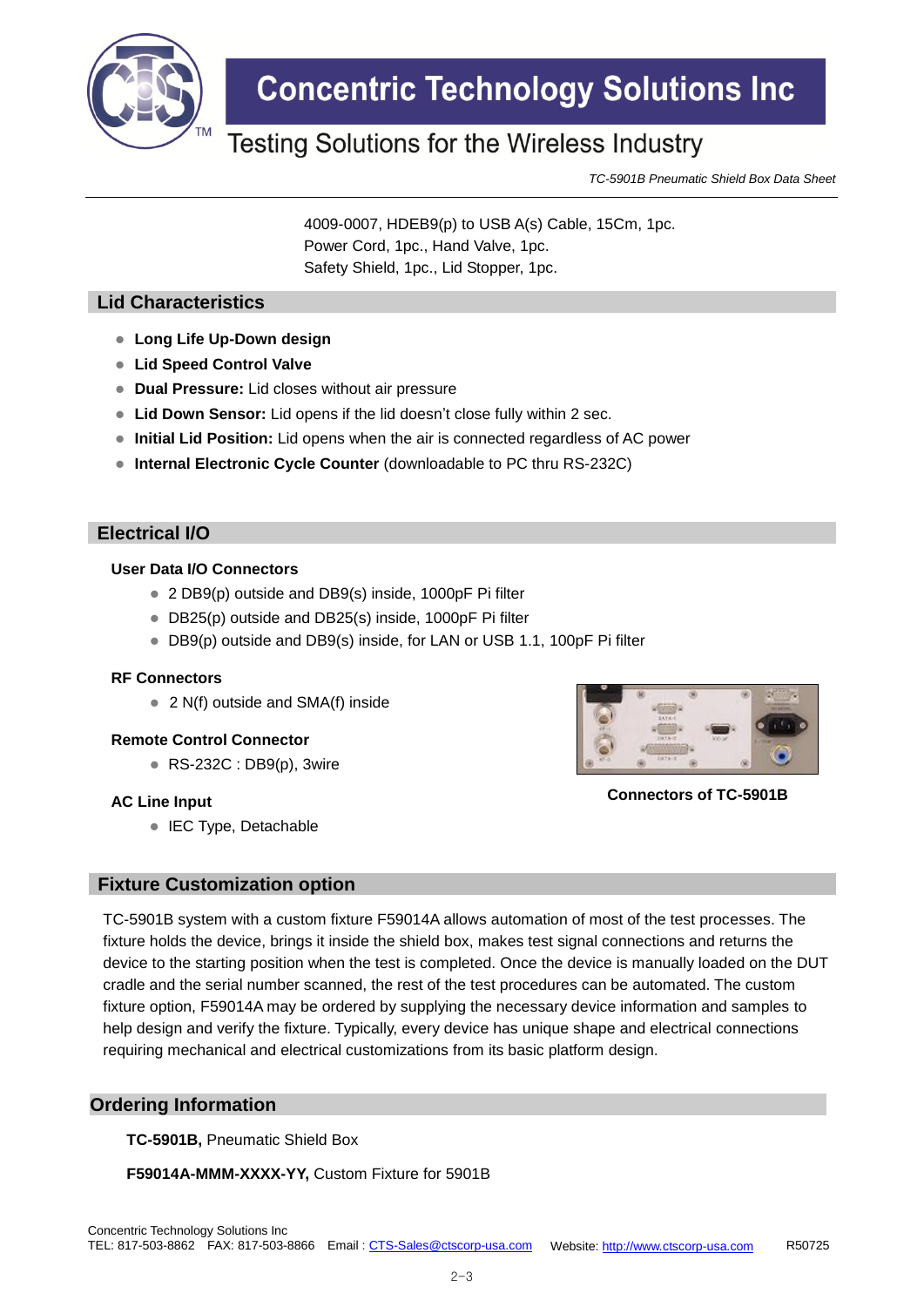4009-0007, HDEB9(p) to USB A(s) Cable, 15Cm, 1pc.
Power Cord, 1pc., Hand Valve, 1pc.
Safety Shield, 1pc., Lid Stopper, 1pc.

## Lid Characteristics

- **Long Life Up-Down design**
- **Lid Speed Control Valve**
- **Dual Pressure:** Lid closes without air pressure
- **Lid Down Sensor:** Lid opens if the lid doesn't close fully within 2 sec.
- **Initial Lid Position:** Lid opens when the air is connected regardless of AC power
- **Internal Electronic Cycle Counter** (downloadable to PC thru RS-232C)

## Electrical I/O

### User Data I/O Connectors

- 2 DB9(p) outside and DB9(s) inside, 1000pF Pi filter
- DB25(p) outside and DB25(s) inside, 1000pF Pi filter
- DB9(p) outside and DB9(s) inside, for LAN or USB 1.1, 100pF Pi filter

### RF Connectors

- 2 N(f) outside and SMA(f) inside

### Remote Control Connector

- RS-232C : DB9(p), 3wire

### AC Line Input

- IEC Type, Detachable

**Connectors of TC-5901B**

## Fixture Customization option

TC-5901B system with a custom fixture F59014A allows automation of most of the test processes. The fixture holds the device, brings it inside the shield box, makes test signal connections and returns the device to the starting position when the test is completed. Once the device is manually loaded on the DUT cradle and the serial number scanned, the rest of the test procedures can be automated. The custom fixture option, F59014A may be ordered by supplying the necessary device information and samples to help design and verify the fixture. Typically, every device has unique shape and electrical connections requiring mechanical and electrical customizations from its basic platform design.

## Ordering Information

**TC-5901B,** Pneumatic Shield Box

**F59014A-MMM-XXXX-YY,** Custom Fixture for 5901B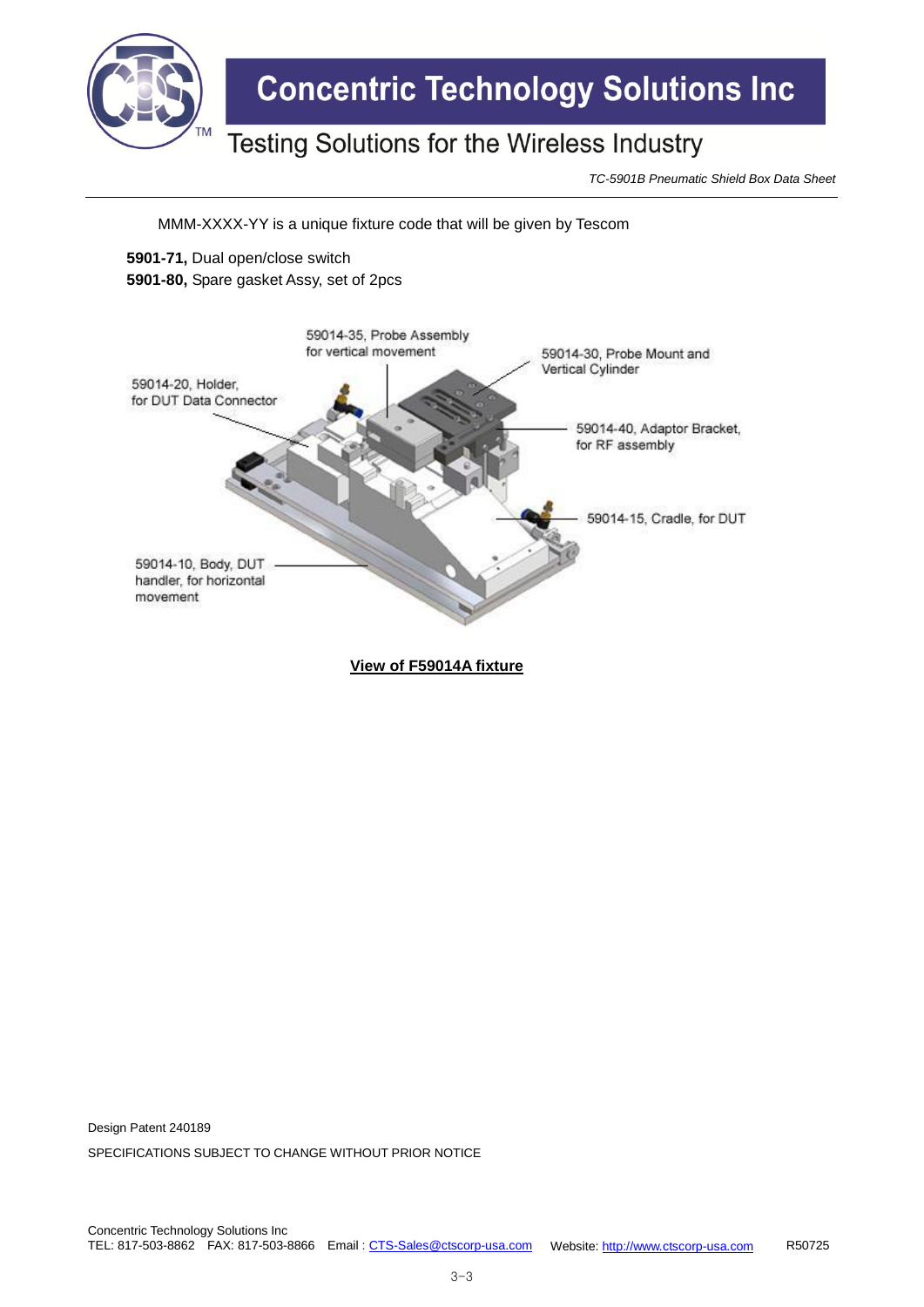MMM-XXXX-YY is a unique fixture code that will be given by Tescom

**5901-71,** Dual open/close switch
**5901-80,** Spare gasket Assy, set of 2pcs

59014-35, Probe Assembly for vertical movement

59014-30, Probe Mount and Vertical Cylinder

59014-20, Holder, for DUT Data Connector

59014-40, Adaptor Bracket, for RF assembly

59014-15, Cradle, for DUT

59014-10, Body, DUT handler, for horizontal movement

**View of F59014A fixture**

Design Patent 240189

SPECIFICATIONS SUBJECT TO CHANGE WITHOUT PRIOR NOTICE